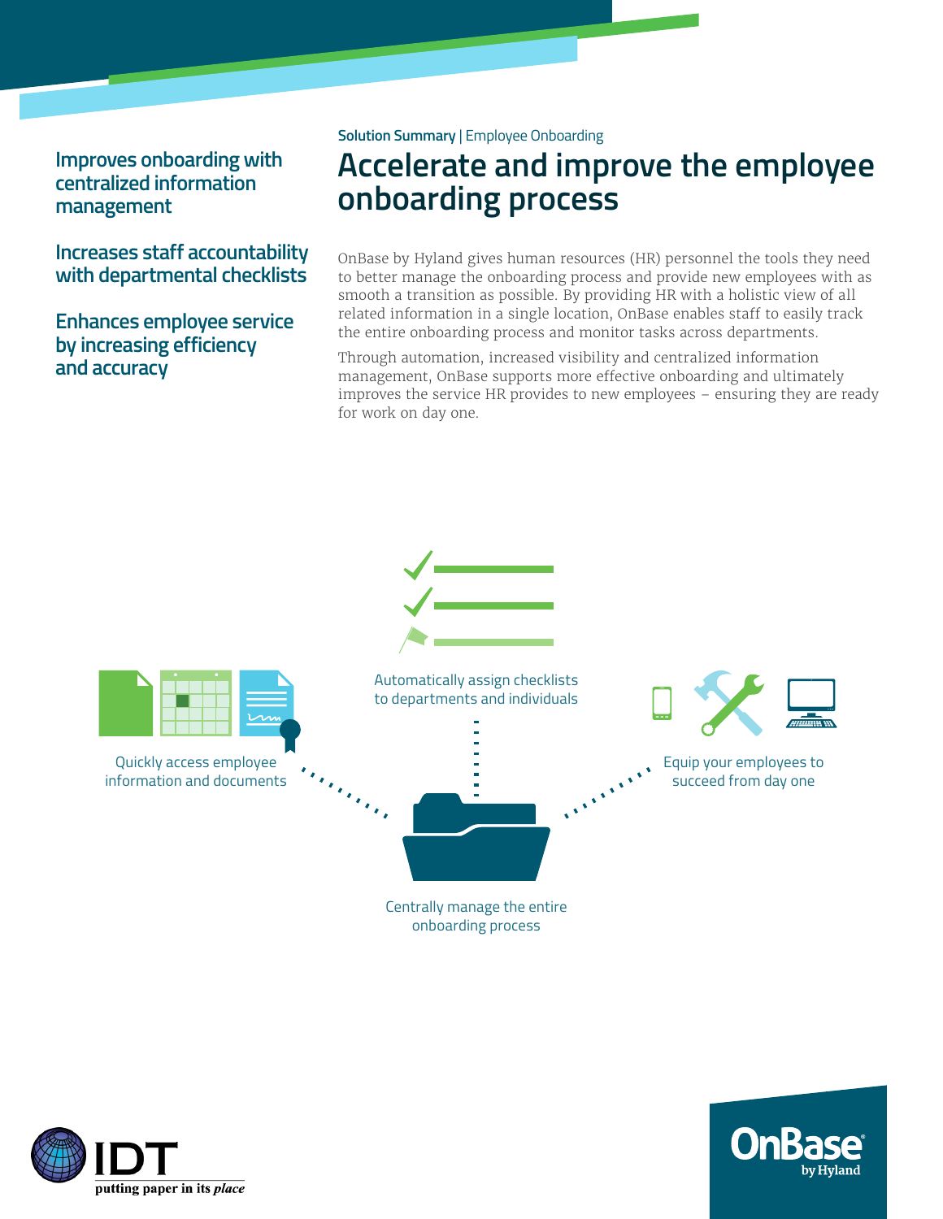Solution Summary | Employee Onboarding

# Accelerate and improve the employee onboarding process

**Improves onboarding with centralized information management**

**Increases staff accountability with departmental checklists**

**Enhances employee service by increasing efficiency and accuracy**

OnBase by Hyland gives human resources (HR) personnel the tools they need to better manage the onboarding process and provide new employees with as smooth a transition as possible. By providing HR with a holistic view of all related information in a single location, OnBase enables staff to easily track the entire onboarding process and monitor tasks across departments.

Through automation, increased visibility and centralized information management, OnBase supports more effective onboarding and ultimately improves the service HR provides to new employees – ensuring they are ready for work on day one.

Automatically assign checklists to departments and individuals

Quickly access employee information and documents

Equip your employees to succeed from day one

Centrally manage the entire onboarding process

IDT putting paper in its *place*

OnBase by Hyland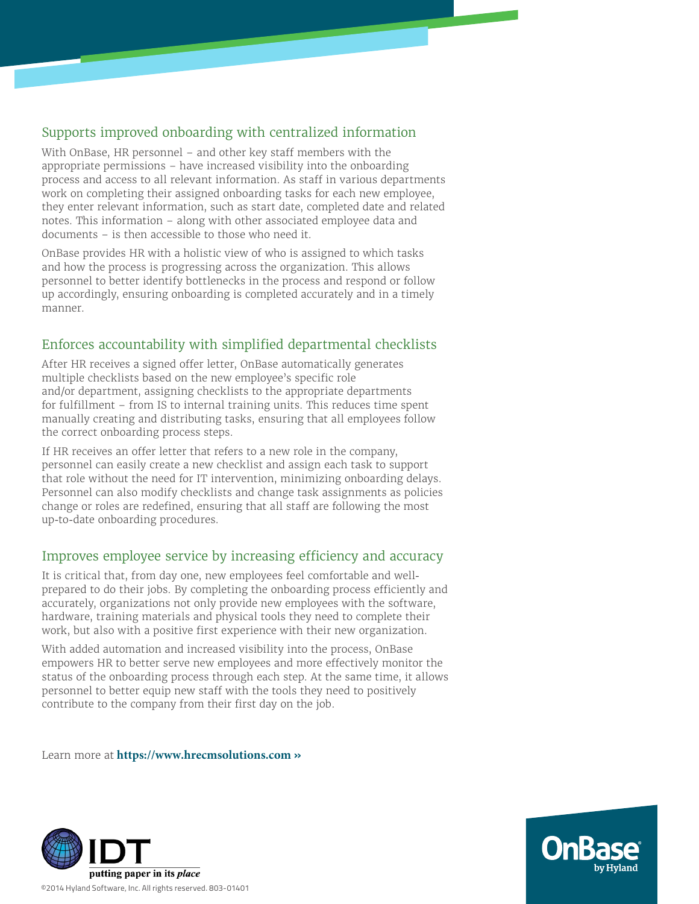## Supports improved onboarding with centralized information

With OnBase, HR personnel – and other key staff members with the appropriate permissions – have increased visibility into the onboarding process and access to all relevant information. As staff in various departments work on completing their assigned onboarding tasks for each new employee, they enter relevant information, such as start date, completed date and related notes. This information – along with other associated employee data and documents – is then accessible to those who need it.

OnBase provides HR with a holistic view of who is assigned to which tasks and how the process is progressing across the organization. This allows personnel to better identify bottlenecks in the process and respond or follow up accordingly, ensuring onboarding is completed accurately and in a timely manner.

## Enforces accountability with simplified departmental checklists

After HR receives a signed offer letter, OnBase automatically generates multiple checklists based on the new employee's specific role and/or department, assigning checklists to the appropriate departments for fulfillment – from IS to internal training units. This reduces time spent manually creating and distributing tasks, ensuring that all employees follow the correct onboarding process steps.

If HR receives an offer letter that refers to a new role in the company, personnel can easily create a new checklist and assign each task to support that role without the need for IT intervention, minimizing onboarding delays. Personnel can also modify checklists and change task assignments as policies change or roles are redefined, ensuring that all staff are following the most up-to-date onboarding procedures.

## Improves employee service by increasing efficiency and accuracy

It is critical that, from day one, new employees feel comfortable and well-prepared to do their jobs. By completing the onboarding process efficiently and accurately, organizations not only provide new employees with the software, hardware, training materials and physical tools they need to complete their work, but also with a positive first experience with their new organization.

With added automation and increased visibility into the process, OnBase empowers HR to better serve new employees and more effectively monitor the status of the onboarding process through each step. At the same time, it allows personnel to better equip new staff with the tools they need to positively contribute to the company from their first day on the job.

Learn more at **https://www.hrecmsolutions.com »**

IDT putting paper in its *place*

OnBase by Hyland

©2014 Hyland Software, Inc. All rights reserved. 803-01401